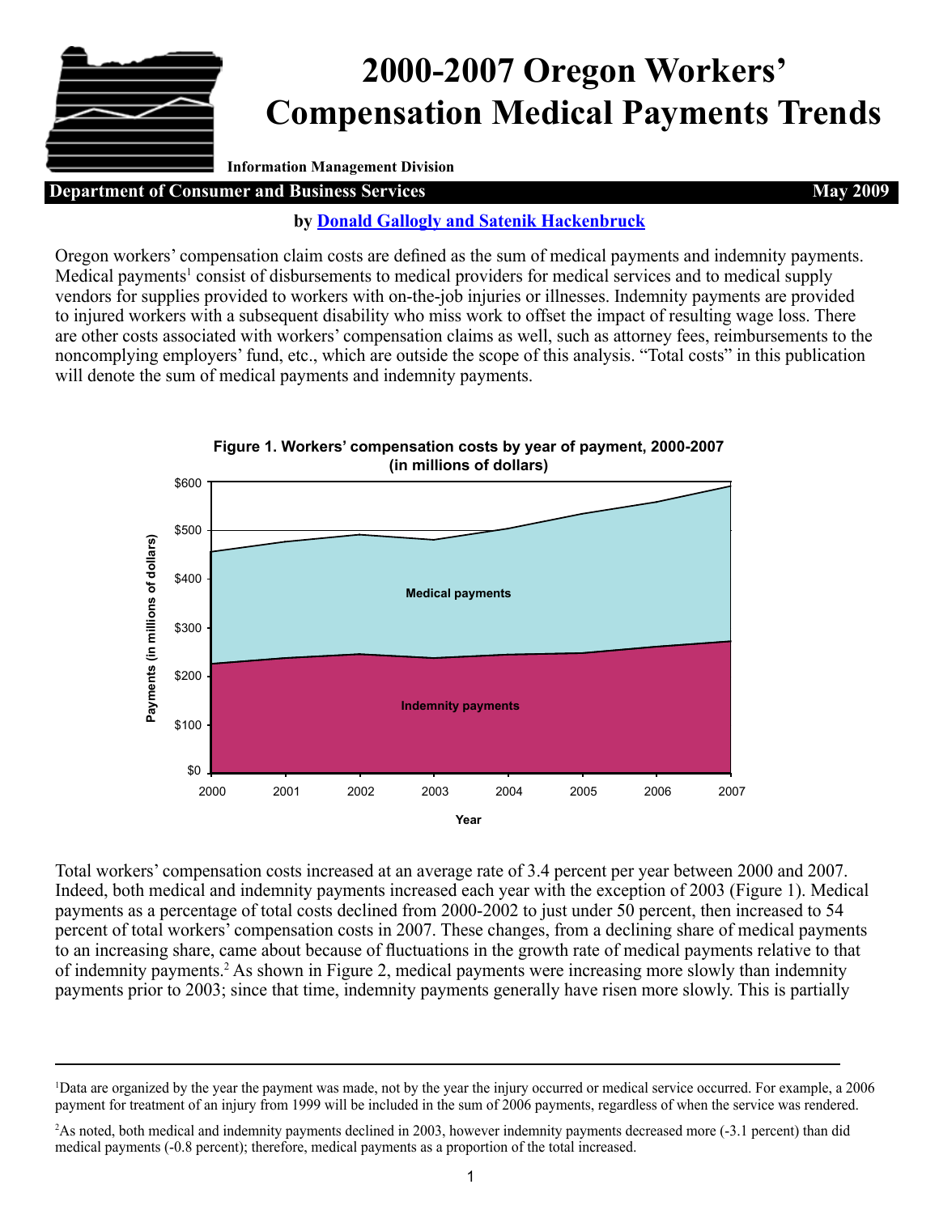# 2000-2007 Oregon Workers' Compensation Medical Payments Trends

**Information Management Division**

**Department of Consumer and Business Services** **May 2009**

**by Donald Gallogly and Satenik Hackenbruck**

Oregon workers' compensation claim costs are defined as the sum of medical payments and indemnity payments. Medical payments[1] consist of disbursements to medical providers for medical services and to medical supply vendors for supplies provided to workers with on-the-job injuries or illnesses. Indemnity payments are provided to injured workers with a subsequent disability who miss work to offset the impact of resulting wage loss. There are other costs associated with workers' compensation claims as well, such as attorney fees, reimbursements to the noncomplying employers' fund, etc., which are outside the scope of this analysis. "Total costs" in this publication will denote the sum of medical payments and indemnity payments.

**Figure 1. Workers' compensation costs by year of payment, 2000-2007 (in millions of dollars)**

Total workers' compensation costs increased at an average rate of 3.4 percent per year between 2000 and 2007. Indeed, both medical and indemnity payments increased each year with the exception of 2003 (Figure 1). Medical payments as a percentage of total costs declined from 2000-2002 to just under 50 percent, then increased to 54 percent of total workers' compensation costs in 2007. These changes, from a declining share of medical payments to an increasing share, came about because of fluctuations in the growth rate of medical payments relative to that of indemnity payments.[2] As shown in Figure 2, medical payments were increasing more slowly than indemnity payments prior to 2003; since that time, indemnity payments generally have risen more slowly. This is partially

---

[1] Data are organized by the year the payment was made, not by the year the injury occurred or medical service occurred. For example, a 2006 payment for treatment of an injury from 1999 will be included in the sum of 2006 payments, regardless of when the service was rendered.

[2] As noted, both medical and indemnity payments declined in 2003, however indemnity payments decreased more (-3.1 percent) than did medical payments (-0.8 percent); therefore, medical payments as a proportion of the total increased.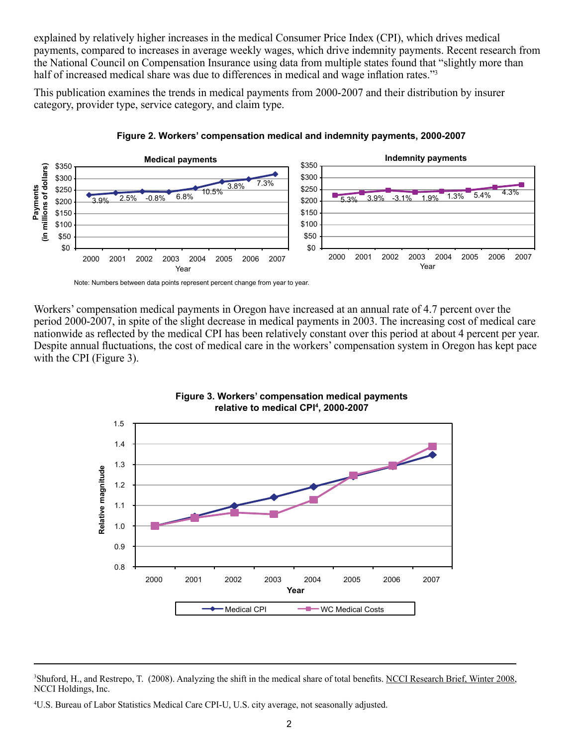explained by relatively higher increases in the medical Consumer Price Index (CPI), which drives medical payments, compared to increases in average weekly wages, which drive indemnity payments. Recent research from the National Council on Compensation Insurance using data from multiple states found that "slightly more than half of increased medical share was due to differences in medical and wage inflation rates."[3]

This publication examines the trends in medical payments from 2000-2007 and their distribution by insurer category, provider type, service category, and claim type.

**Figure 2. Workers' compensation medical and indemnity payments, 2000-2007**

Note: Numbers between data points represent percent change from year to year.

Workers' compensation medical payments in Oregon have increased at an annual rate of 4.7 percent over the period 2000-2007, in spite of the slight decrease in medical payments in 2003. The increasing cost of medical care nationwide as reflected by the medical CPI has been relatively constant over this period at about 4 percent per year. Despite annual fluctuations, the cost of medical care in the workers' compensation system in Oregon has kept pace with the CPI (Figure 3).

**Figure 3. Workers' compensation medical payments relative to medical CPI[4], 2000-2007**

---

[3]Shuford, H., and Restrepo, T. (2008). Analyzing the shift in the medical share of total benefits. NCCI Research Brief, Winter 2008, NCCI Holdings, Inc.

[4]U.S. Bureau of Labor Statistics Medical Care CPI-U, U.S. city average, not seasonally adjusted.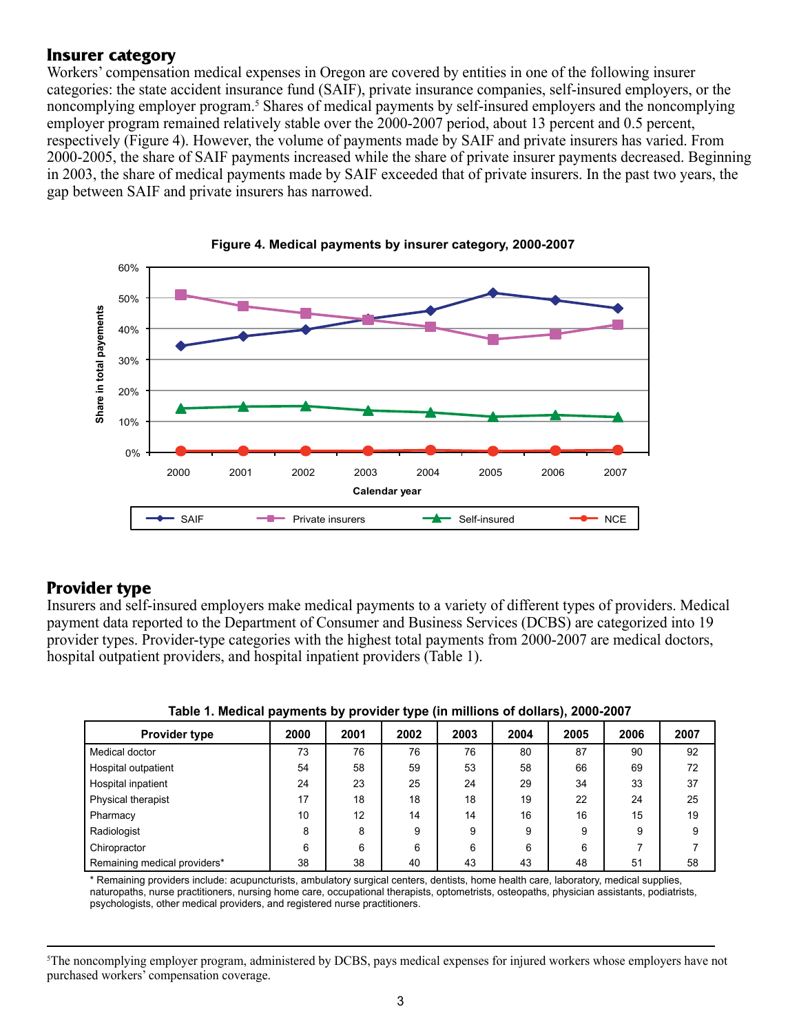## Insurer category

Workers' compensation medical expenses in Oregon are covered by entities in one of the following insurer categories: the state accident insurance fund (SAIF), private insurance companies, self-insured employers, or the noncomplying employer program.[5] Shares of medical payments by self-insured employers and the noncomplying employer program remained relatively stable over the 2000-2007 period, about 13 percent and 0.5 percent, respectively (Figure 4). However, the volume of payments made by SAIF and private insurers has varied. From 2000-2005, the share of SAIF payments increased while the share of private insurer payments decreased. Beginning in 2003, the share of medical payments made by SAIF exceeded that of private insurers. In the past two years, the gap between SAIF and private insurers has narrowed.

**Figure 4. Medical payments by insurer category, 2000-2007**

## Provider type

Insurers and self-insured employers make medical payments to a variety of different types of providers. Medical payment data reported to the Department of Consumer and Business Services (DCBS) are categorized into 19 provider types. Provider-type categories with the highest total payments from 2000-2007 are medical doctors, hospital outpatient providers, and hospital inpatient providers (Table 1).

**Table 1. Medical payments by provider type (in millions of dollars), 2000-2007**

| Provider type | 2000 | 2001 | 2002 | 2003 | 2004 | 2005 | 2006 | 2007 |
|---|---|---|---|---|---|---|---|---|
| Medical doctor | 73 | 76 | 76 | 76 | 80 | 87 | 90 | 92 |
| Hospital outpatient | 54 | 58 | 59 | 53 | 58 | 66 | 69 | 72 |
| Hospital inpatient | 24 | 23 | 25 | 24 | 29 | 34 | 33 | 37 |
| Physical therapist | 17 | 18 | 18 | 18 | 19 | 22 | 24 | 25 |
| Pharmacy | 10 | 12 | 14 | 14 | 16 | 16 | 15 | 19 |
| Radiologist | 8 | 8 | 9 | 9 | 9 | 9 | 9 | 9 |
| Chiropractor | 6 | 6 | 6 | 6 | 6 | 6 | 7 | 7 |
| Remaining medical providers* | 38 | 38 | 40 | 43 | 43 | 48 | 51 | 58 |

\* Remaining providers include: acupuncturists, ambulatory surgical centers, dentists, home health care, laboratory, medical supplies, naturopaths, nurse practitioners, nursing home care, occupational therapists, optometrists, osteopaths, physician assistants, podiatrists, psychologists, other medical providers, and registered nurse practitioners.

[5] The noncomplying employer program, administered by DCBS, pays medical expenses for injured workers whose employers have not purchased workers' compensation coverage.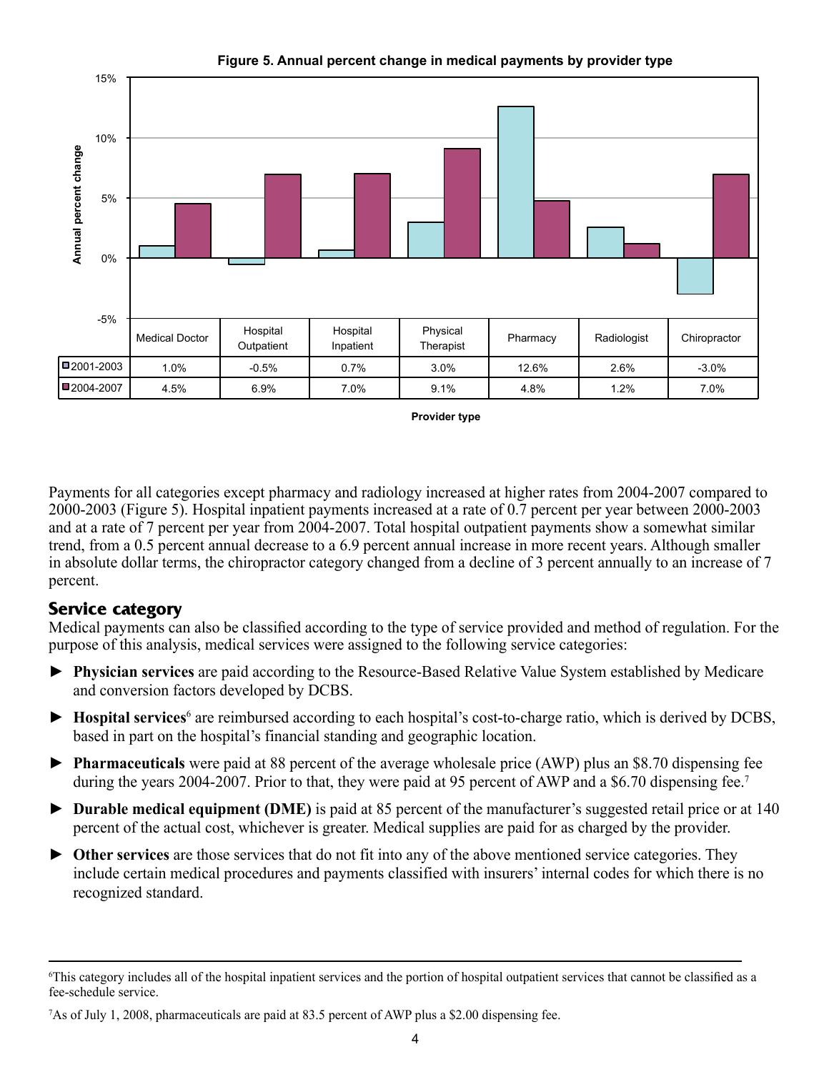**Figure 5. Annual percent change in medical payments by provider type**

| | Medical Doctor | Hospital Outpatient | Hospital Inpatient | Physical Therapist | Pharmacy | Radiologist | Chiropractor |
|---|---|---|---|---|---|---|---|
| 2001-2003 | 1.0% | -0.5% | 0.7% | 3.0% | 12.6% | 2.6% | -3.0% |
| 2004-2007 | 4.5% | 6.9% | 7.0% | 9.1% | 4.8% | 1.2% | 7.0% |

Payments for all categories except pharmacy and radiology increased at higher rates from 2004-2007 compared to 2000-2003 (Figure 5). Hospital inpatient payments increased at a rate of 0.7 percent per year between 2000-2003 and at a rate of 7 percent per year from 2004-2007. Total hospital outpatient payments show a somewhat similar trend, from a 0.5 percent annual decrease to a 6.9 percent annual increase in more recent years. Although smaller in absolute dollar terms, the chiropractor category changed from a decline of 3 percent annually to an increase of 7 percent.

## Service category

Medical payments can also be classified according to the type of service provided and method of regulation. For the purpose of this analysis, medical services were assigned to the following service categories:

- **Physician services** are paid according to the Resource-Based Relative Value System established by Medicare and conversion factors developed by DCBS.
- **Hospital services**[6] are reimbursed according to each hospital's cost-to-charge ratio, which is derived by DCBS, based in part on the hospital's financial standing and geographic location.
- **Pharmaceuticals** were paid at 88 percent of the average wholesale price (AWP) plus an $8.70 dispensing fee during the years 2004-2007. Prior to that, they were paid at 95 percent of AWP and a $6.70 dispensing fee.[7]
- **Durable medical equipment (DME)** is paid at 85 percent of the manufacturer's suggested retail price or at 140 percent of the actual cost, whichever is greater. Medical supplies are paid for as charged by the provider.
- **Other services** are those services that do not fit into any of the above mentioned service categories. They include certain medical procedures and payments classified with insurers' internal codes for which there is no recognized standard.

---

[6] This category includes all of the hospital inpatient services and the portion of hospital outpatient services that cannot be classified as a fee-schedule service.

[7] As of July 1, 2008, pharmaceuticals are paid at 83.5 percent of AWP plus a $2.00 dispensing fee.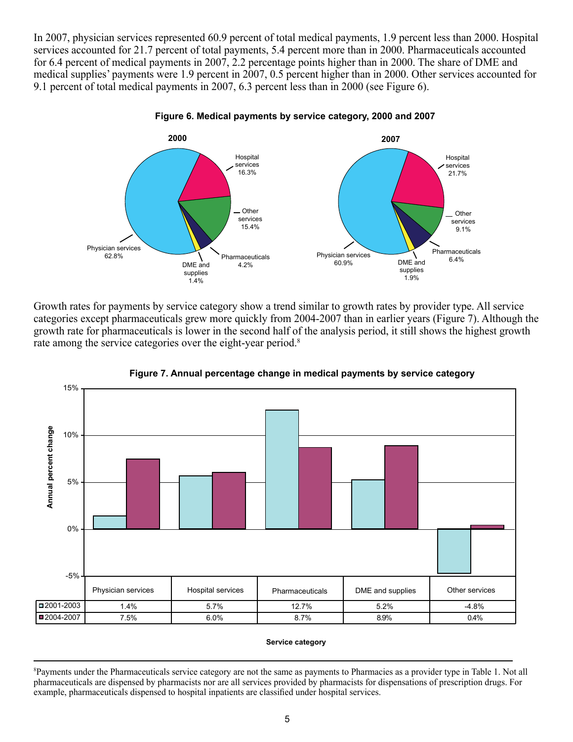In 2007, physician services represented 60.9 percent of total medical payments, 1.9 percent less than 2000. Hospital services accounted for 21.7 percent of total payments, 5.4 percent more than in 2000. Pharmaceuticals accounted for 6.4 percent of medical payments in 2007, 2.2 percentage points higher than in 2000. The share of DME and medical supplies' payments were 1.9 percent in 2007, 0.5 percent higher than in 2000. Other services accounted for 9.1 percent of total medical payments in 2007, 6.3 percent less than in 2000 (see Figure 6).

**Figure 6. Medical payments by service category, 2000 and 2007**

| Service category | 2000 | 2007 |
|---|---|---|
| Physician services | 62.8% | 60.9% |
| Hospital services | 16.3% | 21.7% |
| Other services | 15.4% | 9.1% |
| Pharmaceuticals | 4.2% | 6.4% |
| DME and supplies | 1.4% | 1.9% |

Growth rates for payments by service category show a trend similar to growth rates by provider type. All service categories except pharmaceuticals grew more quickly from 2004-2007 than in earlier years (Figure 7). Although the growth rate for pharmaceuticals is lower in the second half of the analysis period, it still shows the highest growth rate among the service categories over the eight-year period.[8]

**Figure 7. Annual percentage change in medical payments by service category**

| | Physician services | Hospital services | Pharmaceuticals | DME and supplies | Other services |
|---|---|---|---|---|---|
| 2001-2003 | 1.4% | 5.7% | 12.7% | 5.2% | -4.8% |
| 2004-2007 | 7.5% | 6.0% | 8.7% | 8.9% | 0.4% |

Service category

[8] Payments under the Pharmaceuticals service category are not the same as payments to Pharmacies as a provider type in Table 1. Not all pharmaceuticals are dispensed by pharmacists nor are all services provided by pharmacists for dispensations of prescription drugs. For example, pharmaceuticals dispensed to hospital inpatients are classified under hospital services.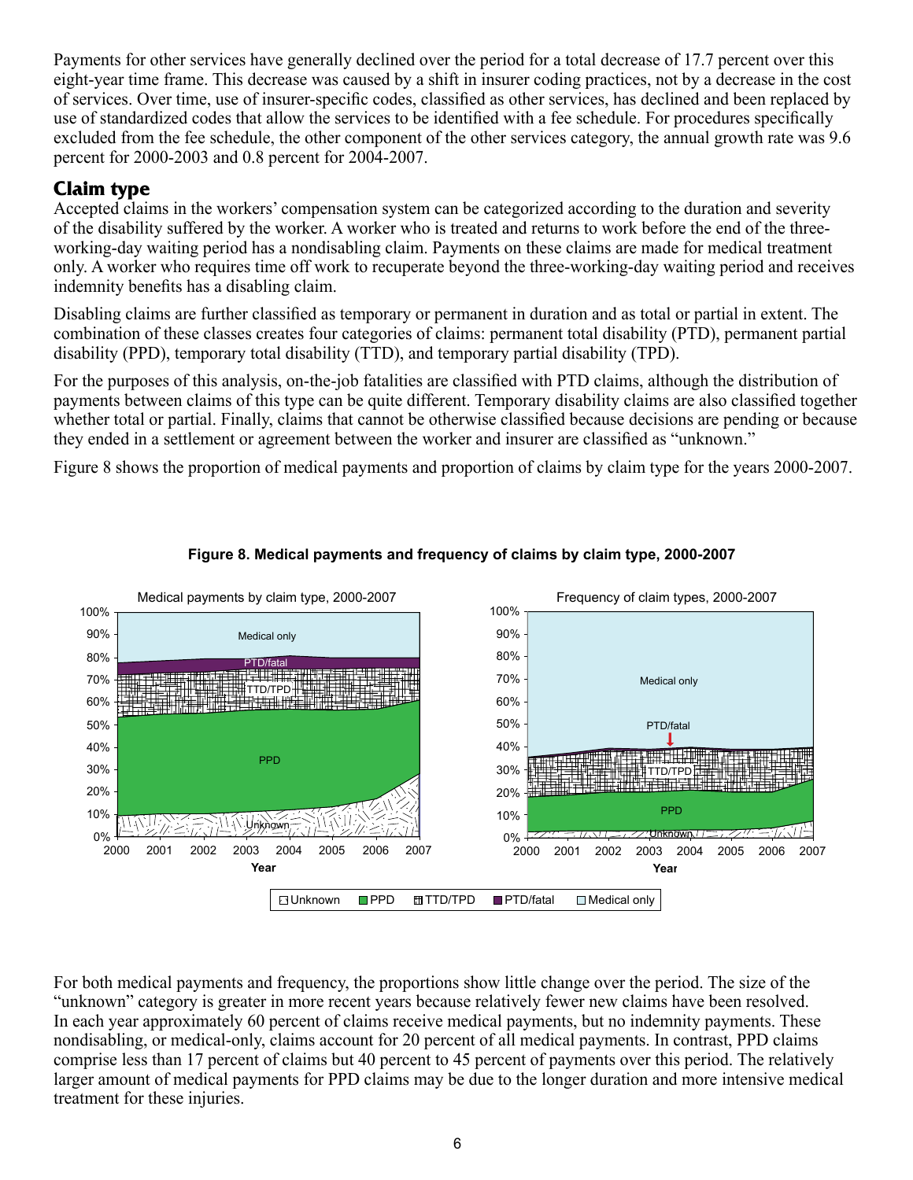Payments for other services have generally declined over the period for a total decrease of 17.7 percent over this eight-year time frame. This decrease was caused by a shift in insurer coding practices, not by a decrease in the cost of services. Over time, use of insurer-specific codes, classified as other services, has declined and been replaced by use of standardized codes that allow the services to be identified with a fee schedule. For procedures specifically excluded from the fee schedule, the other component of the other services category, the annual growth rate was 9.6 percent for 2000-2003 and 0.8 percent for 2004-2007.

## Claim type

Accepted claims in the workers' compensation system can be categorized according to the duration and severity of the disability suffered by the worker. A worker who is treated and returns to work before the end of the three-working-day waiting period has a nondisabling claim. Payments on these claims are made for medical treatment only. A worker who requires time off work to recuperate beyond the three-working-day waiting period and receives indemnity benefits has a disabling claim.

Disabling claims are further classified as temporary or permanent in duration and as total or partial in extent. The combination of these classes creates four categories of claims: permanent total disability (PTD), permanent partial disability (PPD), temporary total disability (TTD), and temporary partial disability (TPD).

For the purposes of this analysis, on-the-job fatalities are classified with PTD claims, although the distribution of payments between claims of this type can be quite different. Temporary disability claims are also classified together whether total or partial. Finally, claims that cannot be otherwise classified because decisions are pending or because they ended in a settlement or agreement between the worker and insurer are classified as "unknown."

Figure 8 shows the proportion of medical payments and proportion of claims by claim type for the years 2000-2007.

**Figure 8. Medical payments and frequency of claims by claim type, 2000-2007**

For both medical payments and frequency, the proportions show little change over the period. The size of the "unknown" category is greater in more recent years because relatively fewer new claims have been resolved. In each year approximately 60 percent of claims receive medical payments, but no indemnity payments. These nondisabling, or medical-only, claims account for 20 percent of all medical payments. In contrast, PPD claims comprise less than 17 percent of claims but 40 percent to 45 percent of payments over this period. The relatively larger amount of medical payments for PPD claims may be due to the longer duration and more intensive medical treatment for these injuries.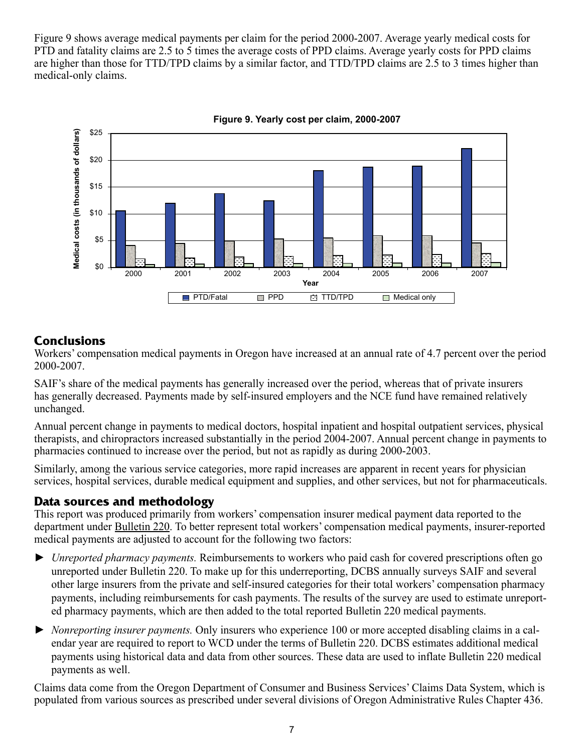Figure 9 shows average medical payments per claim for the period 2000-2007. Average yearly medical costs for PTD and fatality claims are 2.5 to 5 times the average costs of PPD claims. Average yearly costs for PPD claims are higher than those for TTD/TPD claims by a similar factor, and TTD/TPD claims are 2.5 to 3 times higher than medical-only claims.

**Figure 9. Yearly cost per claim, 2000-2007**

## Conclusions

Workers' compensation medical payments in Oregon have increased at an annual rate of 4.7 percent over the period 2000-2007.

SAIF's share of the medical payments has generally increased over the period, whereas that of private insurers has generally decreased. Payments made by self-insured employers and the NCE fund have remained relatively unchanged.

Annual percent change in payments to medical doctors, hospital inpatient and hospital outpatient services, physical therapists, and chiropractors increased substantially in the period 2004-2007. Annual percent change in payments to pharmacies continued to increase over the period, but not as rapidly as during 2000-2003.

Similarly, among the various service categories, more rapid increases are apparent in recent years for physician services, hospital services, durable medical equipment and supplies, and other services, but not for pharmaceuticals.

## Data sources and methodology

This report was produced primarily from workers' compensation insurer medical payment data reported to the department under Bulletin 220. To better represent total workers' compensation medical payments, insurer-reported medical payments are adjusted to account for the following two factors:

- *Unreported pharmacy payments.* Reimbursements to workers who paid cash for covered prescriptions often go unreported under Bulletin 220. To make up for this underreporting, DCBS annually surveys SAIF and several other large insurers from the private and self-insured categories for their total workers' compensation pharmacy payments, including reimbursements for cash payments. The results of the survey are used to estimate unreported pharmacy payments, which are then added to the total reported Bulletin 220 medical payments.

- *Nonreporting insurer payments.* Only insurers who experience 100 or more accepted disabling claims in a calendar year are required to report to WCD under the terms of Bulletin 220. DCBS estimates additional medical payments using historical data and data from other sources. These data are used to inflate Bulletin 220 medical payments as well.

Claims data come from the Oregon Department of Consumer and Business Services' Claims Data System, which is populated from various sources as prescribed under several divisions of Oregon Administrative Rules Chapter 436.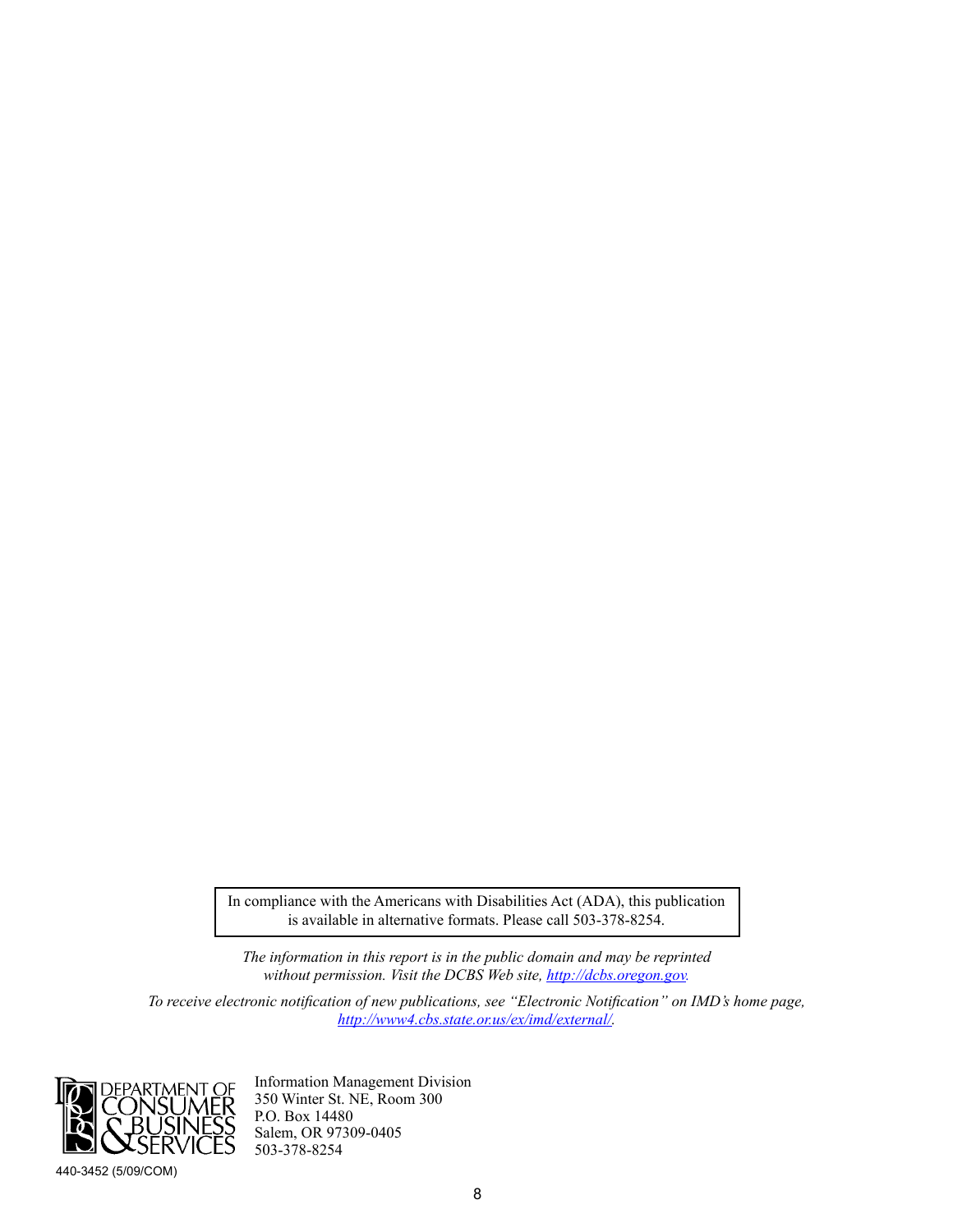In compliance with the Americans with Disabilities Act (ADA), this publication is available in alternative formats. Please call 503-378-8254.

*The information in this report is in the public domain and may be reprinted without permission. Visit the DCBS Web site, http://dcbs.oregon.gov.*

*To receive electronic notification of new publications, see "Electronic Notification" on IMD's home page, http://www4.cbs.state.or.us/ex/imd/external/.*

DEPARTMENT OF CONSUMER & BUSINESS SERVICES

Information Management Division
350 Winter St. NE, Room 300
P.O. Box 14480
Salem, OR 97309-0405
503-378-8254

440-3452 (5/09/COM)